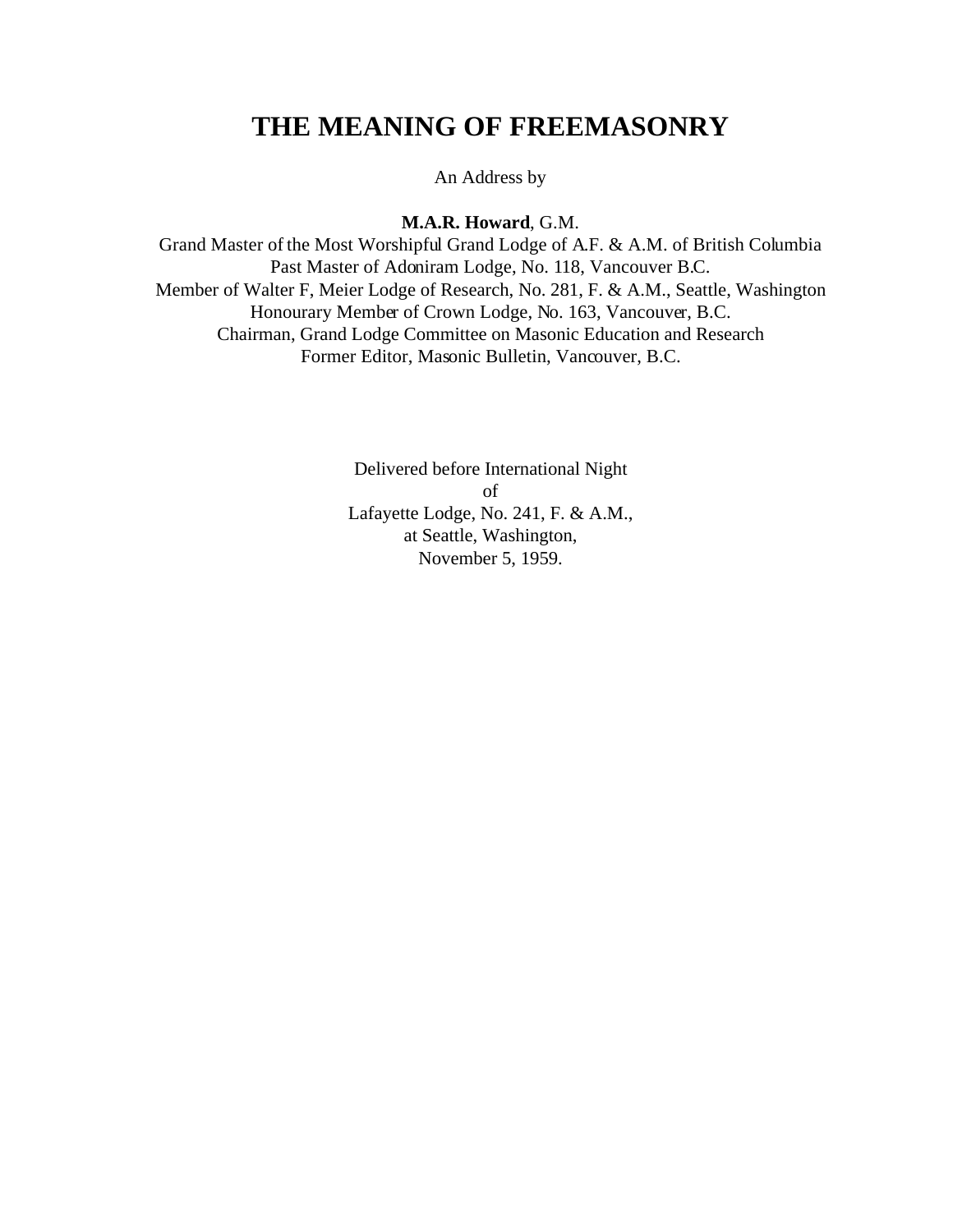# THE MEANING OF FREEMASONRY

An Address by

**M.A.R. Howard**, G.M.

Grand Master of the Most Worshipful Grand Lodge of A.F. & A.M. of British Columbia
Past Master of Adoniram Lodge, No. 118, Vancouver B.C.
Member of Walter F, Meier Lodge of Research, No. 281, F. & A.M., Seattle, Washington
Honourary Member of Crown Lodge, No. 163, Vancouver, B.C.
Chairman, Grand Lodge Committee on Masonic Education and Research
Former Editor, Masonic Bulletin, Vancouver, B.C.

Delivered before International Night
of
Lafayette Lodge, No. 241, F. & A.M.,
at Seattle, Washington,
November 5, 1959.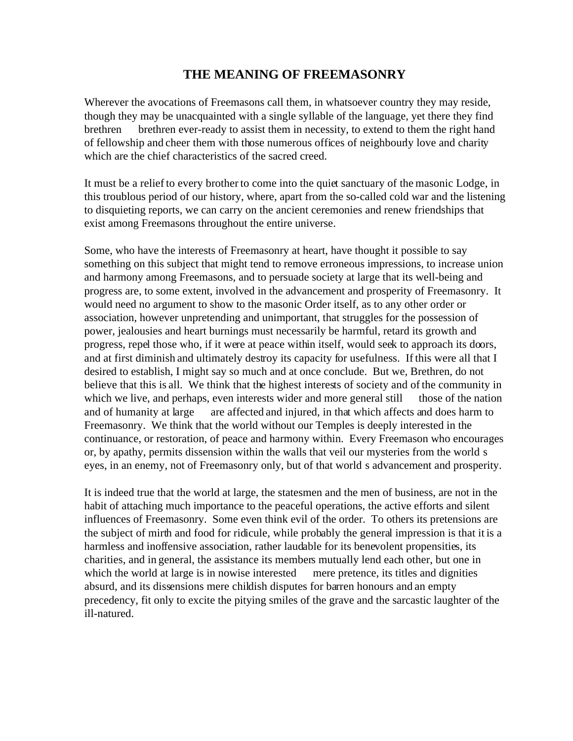# THE MEANING OF FREEMASONRY

Wherever the avocations of Freemasons call them, in whatsoever country they may reside, though they may be unacquainted with a single syllable of the language, yet there they find brethren    brethren ever-ready to assist them in necessity, to extend to them the right hand of fellowship and cheer them with those numerous offices of neighbourly love and charity which are the chief characteristics of the sacred creed.

It must be a relief to every brother to come into the quiet sanctuary of the masonic Lodge, in this troublous period of our history, where, apart from the so-called cold war and the listening to disquieting reports, we can carry on the ancient ceremonies and renew friendships that exist among Freemasons throughout the entire universe.

Some, who have the interests of Freemasonry at heart, have thought it possible to say something on this subject that might tend to remove erroneous impressions, to increase union and harmony among Freemasons, and to persuade society at large that its well-being and progress are, to some extent, involved in the advancement and prosperity of Freemasonry. It would need no argument to show to the masonic Order itself, as to any other order or association, however unpretending and unimportant, that struggles for the possession of power, jealousies and heart burnings must necessarily be harmful, retard its growth and progress, repel those who, if it were at peace within itself, would seek to approach its doors, and at first diminish and ultimately destroy its capacity for usefulness. If this were all that I desired to establish, I might say so much and at once conclude. But we, Brethren, do not believe that this is all. We think that the highest interests of society and of the community in which we live, and perhaps, even interests wider and more general still    those of the nation and of humanity at large    are affected and injured, in that which affects and does harm to Freemasonry. We think that the world without our Temples is deeply interested in the continuance, or restoration, of peace and harmony within. Every Freemason who encourages or, by apathy, permits dissension within the walls that veil our mysteries from the world s eyes, in an enemy, not of Freemasonry only, but of that world s advancement and prosperity.

It is indeed true that the world at large, the statesmen and the men of business, are not in the habit of attaching much importance to the peaceful operations, the active efforts and silent influences of Freemasonry. Some even think evil of the order. To others its pretensions are the subject of mirth and food for ridicule, while probably the general impression is that it is a harmless and inoffensive association, rather laudable for its benevolent propensities, its charities, and in general, the assistance its members mutually lend each other, but one in which the world at large is in nowise interested    mere pretence, its titles and dignities absurd, and its dissensions mere childish disputes for barren honours and an empty precedency, fit only to excite the pitying smiles of the grave and the sarcastic laughter of the ill-natured.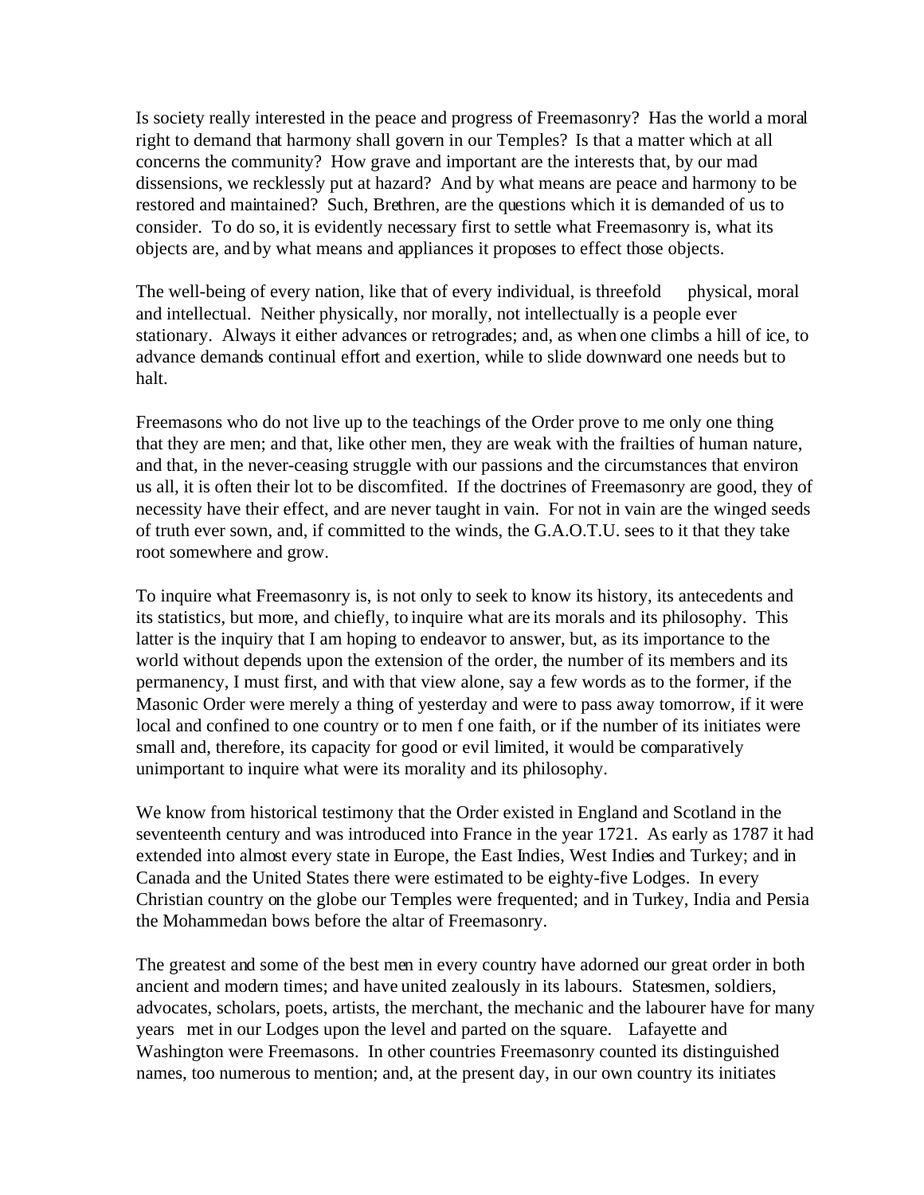Is society really interested in the peace and progress of Freemasonry? Has the world a moral right to demand that harmony shall govern in our Temples? Is that a matter which at all concerns the community? How grave and important are the interests that, by our mad dissensions, we recklessly put at hazard? And by what means are peace and harmony to be restored and maintained? Such, Brethren, are the questions which it is demanded of us to consider. To do so, it is evidently necessary first to settle what Freemasonry is, what its objects are, and by what means and appliances it proposes to effect those objects.

The well-being of every nation, like that of every individual, is threefold physical, moral and intellectual. Neither physically, nor morally, not intellectually is a people ever stationary. Always it either advances or retrogrades; and, as when one climbs a hill of ice, to advance demands continual effort and exertion, while to slide downward one needs but to halt.

Freemasons who do not live up to the teachings of the Order prove to me only one thing that they are men; and that, like other men, they are weak with the frailties of human nature, and that, in the never-ceasing struggle with our passions and the circumstances that environ us all, it is often their lot to be discomfited. If the doctrines of Freemasonry are good, they of necessity have their effect, and are never taught in vain. For not in vain are the winged seeds of truth ever sown, and, if committed to the winds, the G.A.O.T.U. sees to it that they take root somewhere and grow.

To inquire what Freemasonry is, is not only to seek to know its history, its antecedents and its statistics, but more, and chiefly, to inquire what are its morals and its philosophy. This latter is the inquiry that I am hoping to endeavor to answer, but, as its importance to the world without depends upon the extension of the order, the number of its members and its permanency, I must first, and with that view alone, say a few words as to the former, if the Masonic Order were merely a thing of yesterday and were to pass away tomorrow, if it were local and confined to one country or to men f one faith, or if the number of its initiates were small and, therefore, its capacity for good or evil limited, it would be comparatively unimportant to inquire what were its morality and its philosophy.

We know from historical testimony that the Order existed in England and Scotland in the seventeenth century and was introduced into France in the year 1721. As early as 1787 it had extended into almost every state in Europe, the East Indies, West Indies and Turkey; and in Canada and the United States there were estimated to be eighty-five Lodges. In every Christian country on the globe our Temples were frequented; and in Turkey, India and Persia the Mohammedan bows before the altar of Freemasonry.

The greatest and some of the best men in every country have adorned our great order in both ancient and modern times; and have united zealously in its labours. Statesmen, soldiers, advocates, scholars, poets, artists, the merchant, the mechanic and the labourer have for many years met in our Lodges upon the level and parted on the square. Lafayette and Washington were Freemasons. In other countries Freemasonry counted its distinguished names, too numerous to mention; and, at the present day, in our own country its initiates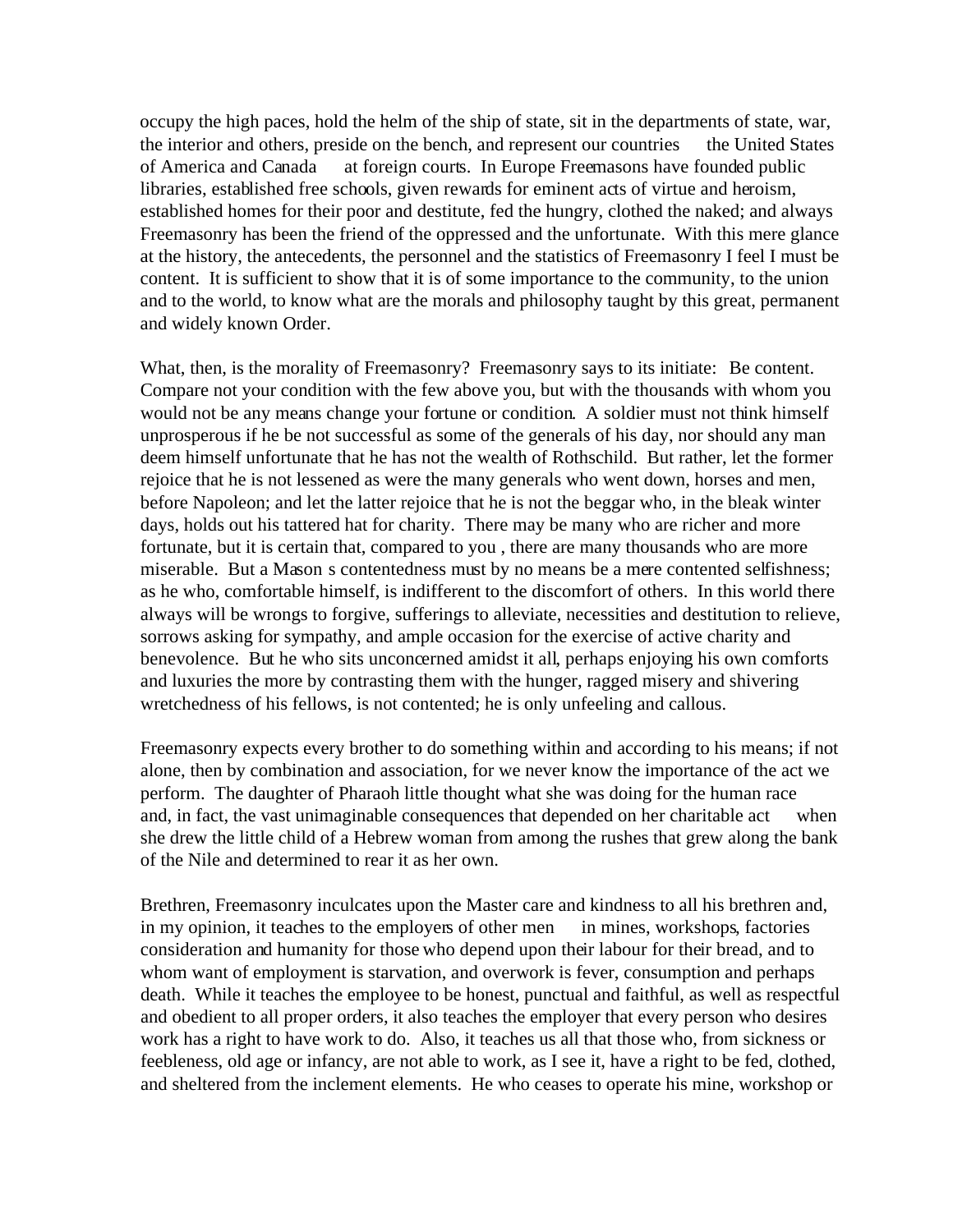occupy the high paces, hold the helm of the ship of state, sit in the departments of state, war, the interior and others, preside on the bench, and represent our countries the United States of America and Canada at foreign courts. In Europe Freemasons have founded public libraries, established free schools, given rewards for eminent acts of virtue and heroism, established homes for their poor and destitute, fed the hungry, clothed the naked; and always Freemasonry has been the friend of the oppressed and the unfortunate. With this mere glance at the history, the antecedents, the personnel and the statistics of Freemasonry I feel I must be content. It is sufficient to show that it is of some importance to the community, to the union and to the world, to know what are the morals and philosophy taught by this great, permanent and widely known Order.

What, then, is the morality of Freemasonry? Freemasonry says to its initiate: Be content. Compare not your condition with the few above you, but with the thousands with whom you would not be any means change your fortune or condition. A soldier must not think himself unprosperous if he be not successful as some of the generals of his day, nor should any man deem himself unfortunate that he has not the wealth of Rothschild. But rather, let the former rejoice that he is not lessened as were the many generals who went down, horses and men, before Napoleon; and let the latter rejoice that he is not the beggar who, in the bleak winter days, holds out his tattered hat for charity. There may be many who are richer and more fortunate, but it is certain that, compared to you , there are many thousands who are more miserable. But a Mason s contentedness must by no means be a mere contented selfishness; as he who, comfortable himself, is indifferent to the discomfort of others. In this world there always will be wrongs to forgive, sufferings to alleviate, necessities and destitution to relieve, sorrows asking for sympathy, and ample occasion for the exercise of active charity and benevolence. But he who sits unconcerned amidst it all, perhaps enjoying his own comforts and luxuries the more by contrasting them with the hunger, ragged misery and shivering wretchedness of his fellows, is not contented; he is only unfeeling and callous.

Freemasonry expects every brother to do something within and according to his means; if not alone, then by combination and association, for we never know the importance of the act we perform. The daughter of Pharaoh little thought what she was doing for the human race and, in fact, the vast unimaginable consequences that depended on her charitable act when she drew the little child of a Hebrew woman from among the rushes that grew along the bank of the Nile and determined to rear it as her own.

Brethren, Freemasonry inculcates upon the Master care and kindness to all his brethren and, in my opinion, it teaches to the employers of other men in mines, workshops, factories consideration and humanity for those who depend upon their labour for their bread, and to whom want of employment is starvation, and overwork is fever, consumption and perhaps death. While it teaches the employee to be honest, punctual and faithful, as well as respectful and obedient to all proper orders, it also teaches the employer that every person who desires work has a right to have work to do. Also, it teaches us all that those who, from sickness or feebleness, old age or infancy, are not able to work, as I see it, have a right to be fed, clothed, and sheltered from the inclement elements. He who ceases to operate his mine, workshop or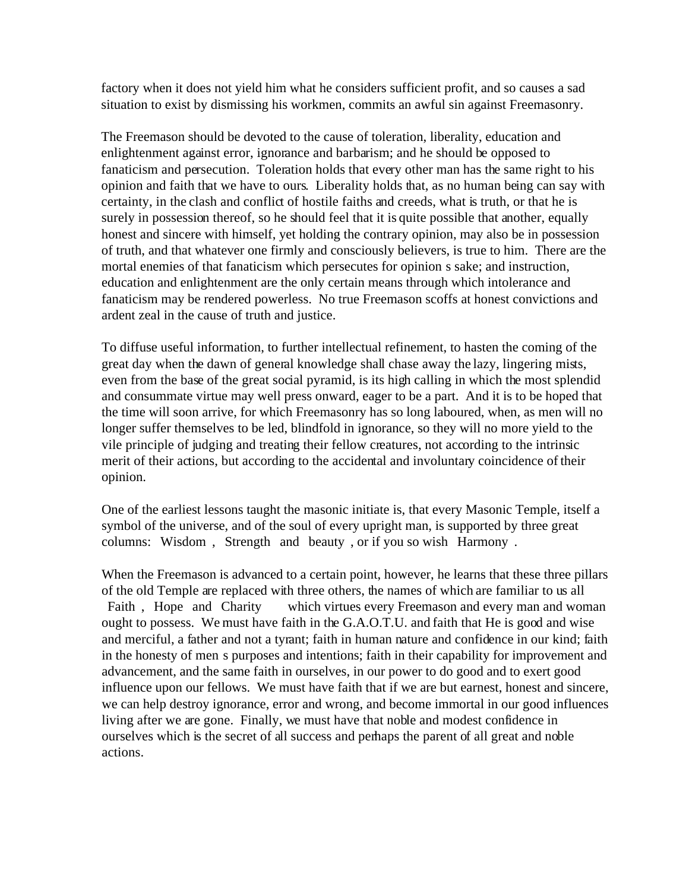factory when it does not yield him what he considers sufficient profit, and so causes a sad situation to exist by dismissing his workmen, commits an awful sin against Freemasonry.

The Freemason should be devoted to the cause of toleration, liberality, education and enlightenment against error, ignorance and barbarism; and he should be opposed to fanaticism and persecution. Toleration holds that every other man has the same right to his opinion and faith that we have to ours. Liberality holds that, as no human being can say with certainty, in the clash and conflict of hostile faiths and creeds, what is truth, or that he is surely in possession thereof, so he should feel that it is quite possible that another, equally honest and sincere with himself, yet holding the contrary opinion, may also be in possession of truth, and that whatever one firmly and consciously believers, is true to him. There are the mortal enemies of that fanaticism which persecutes for opinion s sake; and instruction, education and enlightenment are the only certain means through which intolerance and fanaticism may be rendered powerless. No true Freemason scoffs at honest convictions and ardent zeal in the cause of truth and justice.

To diffuse useful information, to further intellectual refinement, to hasten the coming of the great day when the dawn of general knowledge shall chase away the lazy, lingering mists, even from the base of the great social pyramid, is its high calling in which the most splendid and consummate virtue may well press onward, eager to be a part. And it is to be hoped that the time will soon arrive, for which Freemasonry has so long laboured, when, as men will no longer suffer themselves to be led, blindfold in ignorance, so they will no more yield to the vile principle of judging and treating their fellow creatures, not according to the intrinsic merit of their actions, but according to the accidental and involuntary coincidence of their opinion.

One of the earliest lessons taught the masonic initiate is, that every Masonic Temple, itself a symbol of the universe, and of the soul of every upright man, is supported by three great columns: Wisdom , Strength and beauty , or if you so wish Harmony .

When the Freemason is advanced to a certain point, however, he learns that these three pillars of the old Temple are replaced with three others, the names of which are familiar to us all Faith , Hope and Charity which virtues every Freemason and every man and woman ought to possess. We must have faith in the G.A.O.T.U. and faith that He is good and wise and merciful, a father and not a tyrant; faith in human nature and confidence in our kind; faith in the honesty of men s purposes and intentions; faith in their capability for improvement and advancement, and the same faith in ourselves, in our power to do good and to exert good influence upon our fellows. We must have faith that if we are but earnest, honest and sincere, we can help destroy ignorance, error and wrong, and become immortal in our good influences living after we are gone. Finally, we must have that noble and modest confidence in ourselves which is the secret of all success and perhaps the parent of all great and noble actions.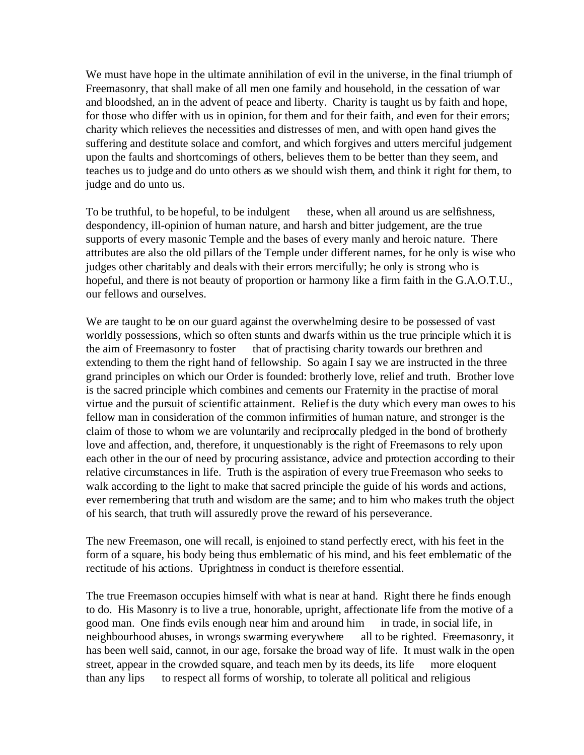We must have hope in the ultimate annihilation of evil in the universe, in the final triumph of Freemasonry, that shall make of all men one family and household, in the cessation of war and bloodshed, an in the advent of peace and liberty. Charity is taught us by faith and hope, for those who differ with us in opinion, for them and for their faith, and even for their errors; charity which relieves the necessities and distresses of men, and with open hand gives the suffering and destitute solace and comfort, and which forgives and utters merciful judgement upon the faults and shortcomings of others, believes them to be better than they seem, and teaches us to judge and do unto others as we should wish them, and think it right for them, to judge and do unto us.

To be truthful, to be hopeful, to be indulgent  these, when all around us are selfishness, despondency, ill-opinion of human nature, and harsh and bitter judgement, are the true supports of every masonic Temple and the bases of every manly and heroic nature. There attributes are also the old pillars of the Temple under different names, for he only is wise who judges other charitably and deals with their errors mercifully; he only is strong who is hopeful, and there is not beauty of proportion or harmony like a firm faith in the G.A.O.T.U., our fellows and ourselves.

We are taught to be on our guard against the overwhelming desire to be possessed of vast worldly possessions, which so often stunts and dwarfs within us the true principle which it is the aim of Freemasonry to foster  that of practising charity towards our brethren and extending to them the right hand of fellowship. So again I say we are instructed in the three grand principles on which our Order is founded: brotherly love, relief and truth. Brother love is the sacred principle which combines and cements our Fraternity in the practise of moral virtue and the pursuit of scientific attainment. Relief is the duty which every man owes to his fellow man in consideration of the common infirmities of human nature, and stronger is the claim of those to whom we are voluntarily and reciprocally pledged in the bond of brotherly love and affection, and, therefore, it unquestionably is the right of Freemasons to rely upon each other in the our of need by procuring assistance, advice and protection according to their relative circumstances in life. Truth is the aspiration of every true Freemason who seeks to walk according to the light to make that sacred principle the guide of his words and actions, ever remembering that truth and wisdom are the same; and to him who makes truth the object of his search, that truth will assuredly prove the reward of his perseverance.

The new Freemason, one will recall, is enjoined to stand perfectly erect, with his feet in the form of a square, his body being thus emblematic of his mind, and his feet emblematic of the rectitude of his actions. Uprightness in conduct is therefore essential.

The true Freemason occupies himself with what is near at hand. Right there he finds enough to do. His Masonry is to live a true, honorable, upright, affectionate life from the motive of a good man. One finds evils enough near him and around him  in trade, in social life, in neighbourhood abuses, in wrongs swarming everywhere  all to be righted. Freemasonry, it has been well said, cannot, in our age, forsake the broad way of life. It must walk in the open street, appear in the crowded square, and teach men by its deeds, its life  more eloquent than any lips  to respect all forms of worship, to tolerate all political and religious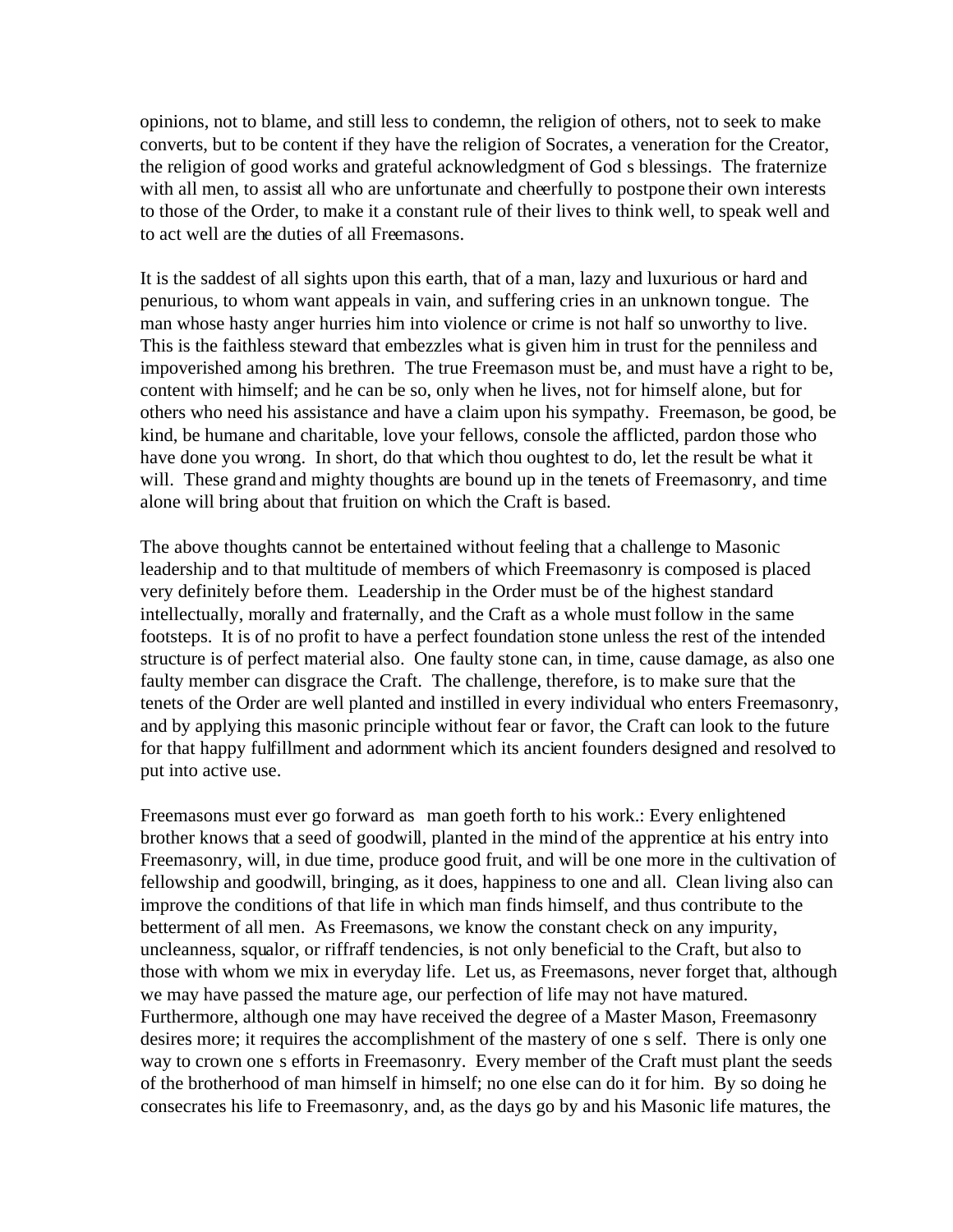opinions, not to blame, and still less to condemn, the religion of others, not to seek to make converts, but to be content if they have the religion of Socrates, a veneration for the Creator, the religion of good works and grateful acknowledgment of God s blessings. The fraternize with all men, to assist all who are unfortunate and cheerfully to postpone their own interests to those of the Order, to make it a constant rule of their lives to think well, to speak well and to act well are the duties of all Freemasons.

It is the saddest of all sights upon this earth, that of a man, lazy and luxurious or hard and penurious, to whom want appeals in vain, and suffering cries in an unknown tongue. The man whose hasty anger hurries him into violence or crime is not half so unworthy to live. This is the faithless steward that embezzles what is given him in trust for the penniless and impoverished among his brethren. The true Freemason must be, and must have a right to be, content with himself; and he can be so, only when he lives, not for himself alone, but for others who need his assistance and have a claim upon his sympathy. Freemason, be good, be kind, be humane and charitable, love your fellows, console the afflicted, pardon those who have done you wrong. In short, do that which thou oughtest to do, let the result be what it will. These grand and mighty thoughts are bound up in the tenets of Freemasonry, and time alone will bring about that fruition on which the Craft is based.

The above thoughts cannot be entertained without feeling that a challenge to Masonic leadership and to that multitude of members of which Freemasonry is composed is placed very definitely before them. Leadership in the Order must be of the highest standard intellectually, morally and fraternally, and the Craft as a whole must follow in the same footsteps. It is of no profit to have a perfect foundation stone unless the rest of the intended structure is of perfect material also. One faulty stone can, in time, cause damage, as also one faulty member can disgrace the Craft. The challenge, therefore, is to make sure that the tenets of the Order are well planted and instilled in every individual who enters Freemasonry, and by applying this masonic principle without fear or favor, the Craft can look to the future for that happy fulfillment and adornment which its ancient founders designed and resolved to put into active use.

Freemasons must ever go forward as  man goeth forth to his work.: Every enlightened brother knows that a seed of goodwill, planted in the mind of the apprentice at his entry into Freemasonry, will, in due time, produce good fruit, and will be one more in the cultivation of fellowship and goodwill, bringing, as it does, happiness to one and all. Clean living also can improve the conditions of that life in which man finds himself, and thus contribute to the betterment of all men. As Freemasons, we know the constant check on any impurity, uncleanness, squalor, or riffraff tendencies, is not only beneficial to the Craft, but also to those with whom we mix in everyday life. Let us, as Freemasons, never forget that, although we may have passed the mature age, our perfection of life may not have matured. Furthermore, although one may have received the degree of a Master Mason, Freemasonry desires more; it requires the accomplishment of the mastery of one s self. There is only one way to crown one s efforts in Freemasonry. Every member of the Craft must plant the seeds of the brotherhood of man himself in himself; no one else can do it for him. By so doing he consecrates his life to Freemasonry, and, as the days go by and his Masonic life matures, the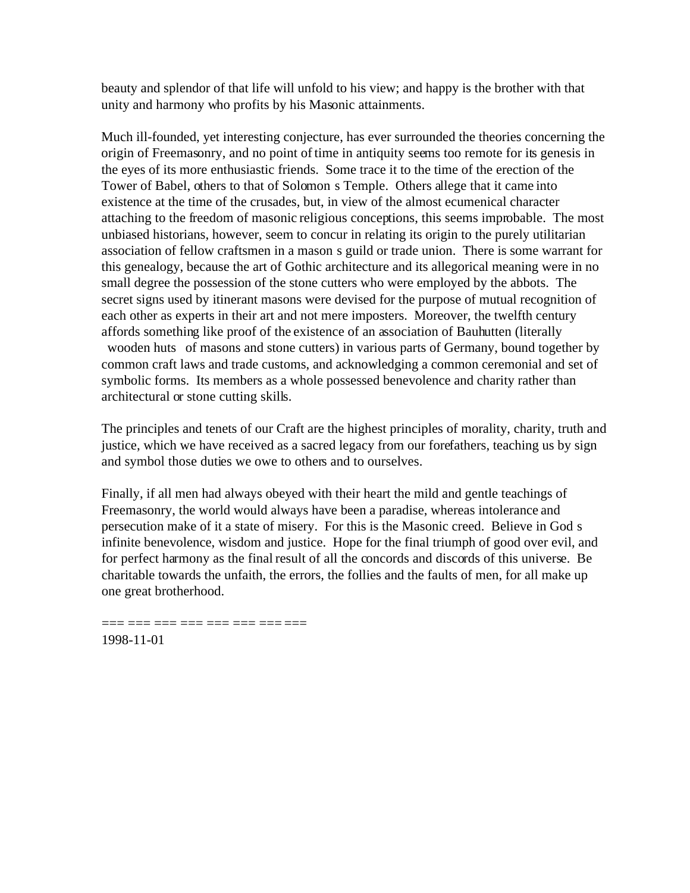beauty and splendor of that life will unfold to his view; and happy is the brother with that unity and harmony who profits by his Masonic attainments.

Much ill-founded, yet interesting conjecture, has ever surrounded the theories concerning the origin of Freemasonry, and no point of time in antiquity seems too remote for its genesis in the eyes of its more enthusiastic friends. Some trace it to the time of the erection of the Tower of Babel, others to that of Solomon s Temple. Others allege that it came into existence at the time of the crusades, but, in view of the almost ecumenical character attaching to the freedom of masonic religious conceptions, this seems improbable. The most unbiased historians, however, seem to concur in relating its origin to the purely utilitarian association of fellow craftsmen in a mason s guild or trade union. There is some warrant for this genealogy, because the art of Gothic architecture and its allegorical meaning were in no small degree the possession of the stone cutters who were employed by the abbots. The secret signs used by itinerant masons were devised for the purpose of mutual recognition of each other as experts in their art and not mere imposters. Moreover, the twelfth century affords something like proof of the existence of an association of Bauhutten (literally wooden huts of masons and stone cutters) in various parts of Germany, bound together by common craft laws and trade customs, and acknowledging a common ceremonial and set of symbolic forms. Its members as a whole possessed benevolence and charity rather than architectural or stone cutting skills.

The principles and tenets of our Craft are the highest principles of morality, charity, truth and justice, which we have received as a sacred legacy from our forefathers, teaching us by sign and symbol those duties we owe to others and to ourselves.

Finally, if all men had always obeyed with their heart the mild and gentle teachings of Freemasonry, the world would always have been a paradise, whereas intolerance and persecution make of it a state of misery. For this is the Masonic creed. Believe in God s infinite benevolence, wisdom and justice. Hope for the final triumph of good over evil, and for perfect harmony as the final result of all the concords and discords of this universe. Be charitable towards the unfaith, the errors, the follies and the faults of men, for all make up one great brotherhood.

=== === === === === === === ===
1998-11-01